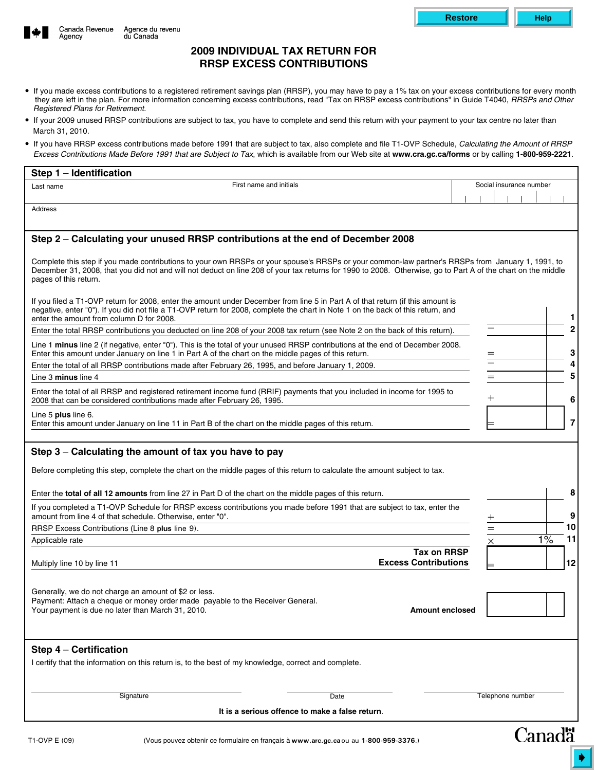Canada Revenue Agency | Agence du revenu du Canada

# 2009 INDIVIDUAL TAX RETURN FOR RRSP EXCESS CONTRIBUTIONS

- If you made excess contributions to a registered retirement savings plan (RRSP), you may have to pay a 1% tax on your excess contributions for every month they are left in the plan. For more information concerning excess contributions, read "Tax on RRSP excess contributions" in Guide T4040, *RRSPs and Other Registered Plans for Retirement.*
- If your 2009 unused RRSP contributions are subject to tax, you have to complete and send this return with your payment to your tax centre no later than March 31, 2010.
- If you have RRSP excess contributions made before 1991 that are subject to tax, also complete and file T1-OVP Schedule, *Calculating the Amount of RRSP Excess Contributions Made Before 1991 that are Subject to Tax*, which is available from our Web site at **www.cra.gc.ca/forms** or by calling **1-800-959-2221**.

## Step 1 – Identification

| Last name | First name and initials | Social insurance number |
|---|---|---|
| | | |

Address

## Step 2 – Calculating your unused RRSP contributions at the end of December 2008

Complete this step if you made contributions to your own RRSPs or your spouse's RRSPs or your common-law partner's RRSPs from January 1, 1991, to December 31, 2008, that you did not and will not deduct on line 208 of your tax returns for 1990 to 2008. Otherwise, go to Part A of the chart on the middle pages of this return.

| Description | | Amount | Line |
|---|---|---|---|
| If you filed a T1-OVP return for 2008, enter the amount under December from line 5 in Part A of that return (if this amount is negative, enter "0"). If you did not file a T1-OVP return for 2008, complete the chart in Note 1 on the back of this return, and enter the amount from column D for 2008. | | | 1 |
| Enter the total RRSP contributions you deducted on line 208 of your 2008 tax return (see Note 2 on the back of this return). | – | | 2 |
| Line 1 **minus** line 2 (if negative, enter "0"). This is the total of your unused RRSP contributions at the end of December 2008. Enter this amount under January on line 1 in Part A of the chart on the middle pages of this return. | = | | 3 |
| Enter the total of all RRSP contributions made after February 26, 1995, and before January 1, 2009. | – | | 4 |
| Line 3 **minus** line 4 | = | | 5 |
| Enter the total of all RRSP and registered retirement income fund (RRIF) payments that you included in income for 1995 to 2008 that can be considered contributions made after February 26, 1995. | + | | 6 |
| Line 5 **plus** line 6. Enter this amount under January on line 11 in Part B of the chart on the middle pages of this return. | = | | 7 |

## Step 3 – Calculating the amount of tax you have to pay

Before completing this step, complete the chart on the middle pages of this return to calculate the amount subject to tax.

| Description | | Amount | Line |
|---|---|---|---|
| Enter the **total of all 12 amounts** from line 27 in Part D of the chart on the middle pages of this return. | | | 8 |
| If you completed a T1-OVP Schedule for RRSP excess contributions you made before 1991 that are subject to tax, enter the amount from line 4 of that schedule. Otherwise, enter "0". | + | | 9 |
| RRSP Excess Contributions (Line 8 **plus** line 9). | = | | 10 |
| Applicable rate | × | 1% | 11 |
| Multiply line 10 by line 11 — **Tax on RRSP Excess Contributions** | = | | 12 |

Generally, we do not charge an amount of $2 or less.
Payment: Attach a cheque or money order made payable to the Receiver General.
Your payment is due no later than March 31, 2010.

**Amount enclosed**

## Step 4 – Certification

I certify that the information on this return is, to the best of my knowledge, correct and complete.

| Signature | Date | Telephone number |
|---|---|---|
| | | |

**It is a serious offence to make a false return.**

T1-OVP E (09)

(Vous pouvez obtenir ce formulaire en français à **www.arc.gc.ca** ou au **1-800-959-3376**.)

Canada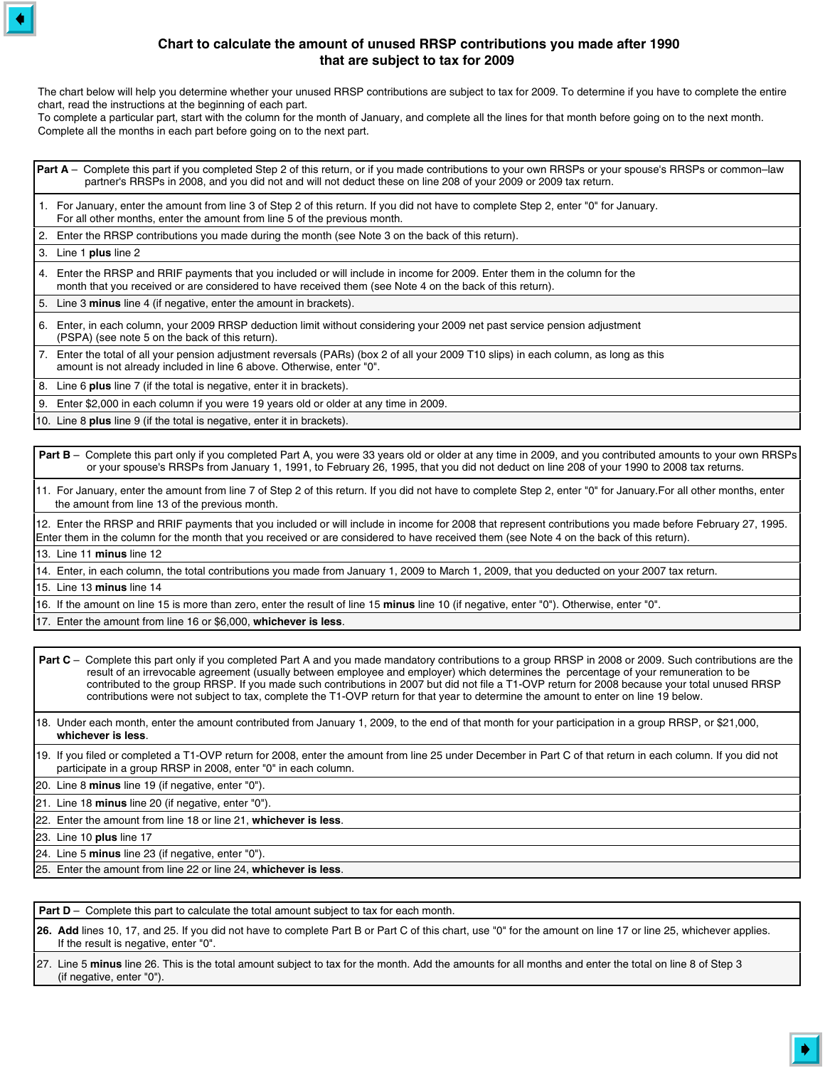# Chart to calculate the amount of unused RRSP contributions you made after 1990 that are subject to tax for 2009

The chart below will help you determine whether your unused RRSP contributions are subject to tax for 2009. To determine if you have to complete the entire chart, read the instructions at the beginning of each part.
To complete a particular part, start with the column for the month of January, and complete all the lines for that month before going on to the next month.
Complete all the months in each part before going on to the next part.

**Part A** – Complete this part if you completed Step 2 of this return, or if you made contributions to your own RRSPs or your spouse's RRSPs or common–law partner's RRSPs in 2008, and you did not and will not deduct these on line 208 of your 2009 or 2009 tax return.

1. For January, enter the amount from line 3 of Step 2 of this return. If you did not have to complete Step 2, enter "0" for January. For all other months, enter the amount from line 5 of the previous month.
2. Enter the RRSP contributions you made during the month (see Note 3 on the back of this return).
3. Line 1 **plus** line 2
4. Enter the RRSP and RRIF payments that you included or will include in income for 2009. Enter them in the column for the month that you received or are considered to have received them (see Note 4 on the back of this return).
5. Line 3 **minus** line 4 (if negative, enter the amount in brackets).
6. Enter, in each column, your 2009 RRSP deduction limit without considering your 2009 net past service pension adjustment (PSPA) (see note 5 on the back of this return).
7. Enter the total of all your pension adjustment reversals (PARs) (box 2 of all your 2009 T10 slips) in each column, as long as this amount is not already included in line 6 above. Otherwise, enter "0".
8. Line 6 **plus** line 7 (if the total is negative, enter it in brackets).
9. Enter $2,000 in each column if you were 19 years old or older at any time in 2009.
10. Line 8 **plus** line 9 (if the total is negative, enter it in brackets).

**Part B** – Complete this part only if you completed Part A, you were 33 years old or older at any time in 2009, and you contributed amounts to your own RRSPs or your spouse's RRSPs from January 1, 1991, to February 26, 1995, that you did not deduct on line 208 of your 1990 to 2008 tax returns.

11. For January, enter the amount from line 7 of Step 2 of this return. If you did not have to complete Step 2, enter "0" for January.For all other months, enter the amount from line 13 of the previous month.
12. Enter the RRSP and RRIF payments that you included or will include in income for 2008 that represent contributions you made before February 27, 1995. Enter them in the column for the month that you received or are considered to have received them (see Note 4 on the back of this return).
13. Line 11 **minus** line 12
14. Enter, in each column, the total contributions you made from January 1, 2009 to March 1, 2009, that you deducted on your 2007 tax return.
15. Line 13 **minus** line 14
16. If the amount on line 15 is more than zero, enter the result of line 15 **minus** line 10 (if negative, enter "0"). Otherwise, enter "0".
17. Enter the amount from line 16 or $6,000, **whichever is less**.

**Part C** – Complete this part only if you completed Part A and you made mandatory contributions to a group RRSP in 2008 or 2009. Such contributions are the result of an irrevocable agreement (usually between employee and employer) which determines the percentage of your remuneration to be contributed to the group RRSP. If you made such contributions in 2007 but did not file a T1-OVP return for 2008 because your total unused RRSP contributions were not subject to tax, complete the T1-OVP return for that year to determine the amount to enter on line 19 below.

18. Under each month, enter the amount contributed from January 1, 2009, to the end of that month for your participation in a group RRSP, or $21,000, **whichever is less**.
19. If you filed or completed a T1-OVP return for 2008, enter the amount from line 25 under December in Part C of that return in each column. If you did not participate in a group RRSP in 2008, enter "0" in each column.
20. Line 8 **minus** line 19 (if negative, enter "0").
21. Line 18 **minus** line 20 (if negative, enter "0").
22. Enter the amount from line 18 or line 21, **whichever is less**.
23. Line 10 **plus** line 17
24. Line 5 **minus** line 23 (if negative, enter "0").
25. Enter the amount from line 22 or line 24, **whichever is less**.

**Part D** – Complete this part to calculate the total amount subject to tax for each month.

26. **Add** lines 10, 17, and 25. If you did not have to complete Part B or Part C of this chart, use "0" for the amount on line 17 or line 25, whichever applies. If the result is negative, enter "0".
27. Line 5 **minus** line 26. This is the total amount subject to tax for the month. Add the amounts for all months and enter the total on line 8 of Step 3 (if negative, enter "0").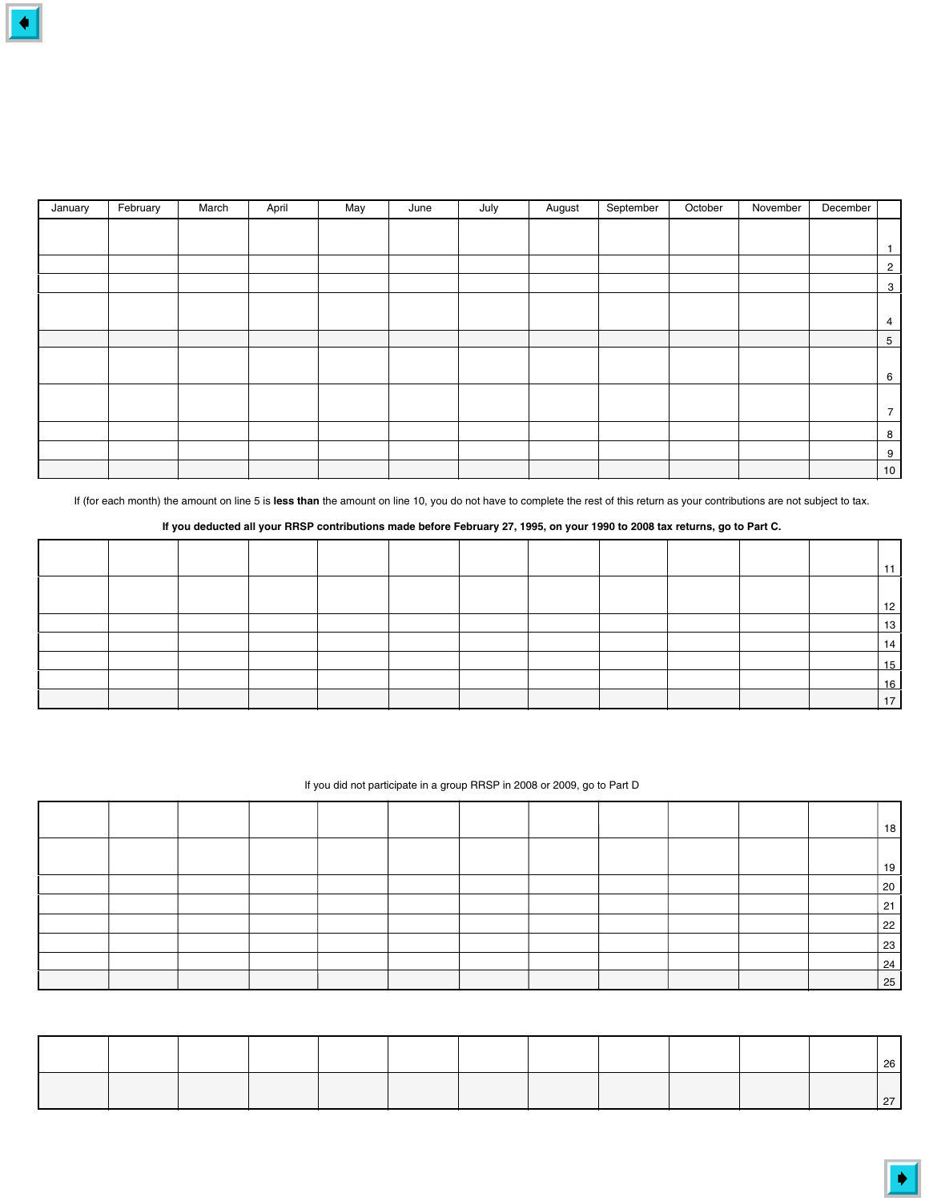| January | February | March | April | May | June | July | August | September | October | November | December | |
|---|---|---|---|---|---|---|---|---|---|---|---|---|
| | | | | | | | | | | | | 1 |
| | | | | | | | | | | | | 2 |
| | | | | | | | | | | | | 3 |
| | | | | | | | | | | | | 4 |
| | | | | | | | | | | | | 5 |
| | | | | | | | | | | | | 6 |
| | | | | | | | | | | | | 7 |
| | | | | | | | | | | | | 8 |
| | | | | | | | | | | | | 9 |
| | | | | | | | | | | | | 10 |

If (for each month) the amount on line 5 is **less than** the amount on line 10, you do not have to complete the rest of this return as your contributions are not subject to tax.

**If you deducted all your RRSP contributions made before February 27, 1995, on your 1990 to 2008 tax returns, go to Part C.**

| | | | | | | | | | | | | |
|---|---|---|---|---|---|---|---|---|---|---|---|---|
| | | | | | | | | | | | | 11 |
| | | | | | | | | | | | | 12 |
| | | | | | | | | | | | | 13 |
| | | | | | | | | | | | | 14 |
| | | | | | | | | | | | | 15 |
| | | | | | | | | | | | | 16 |
| | | | | | | | | | | | | 17 |

If you did not participate in a group RRSP in 2008 or 2009, go to Part D

| | | | | | | | | | | | | |
|---|---|---|---|---|---|---|---|---|---|---|---|---|
| | | | | | | | | | | | | 18 |
| | | | | | | | | | | | | 19 |
| | | | | | | | | | | | | 20 |
| | | | | | | | | | | | | 21 |
| | | | | | | | | | | | | 22 |
| | | | | | | | | | | | | 23 |
| | | | | | | | | | | | | 24 |
| | | | | | | | | | | | | 25 |

| | | | | | | | | | | | | |
|---|---|---|---|---|---|---|---|---|---|---|---|---|
| | | | | | | | | | | | | 26 |
| | | | | | | | | | | | | 27 |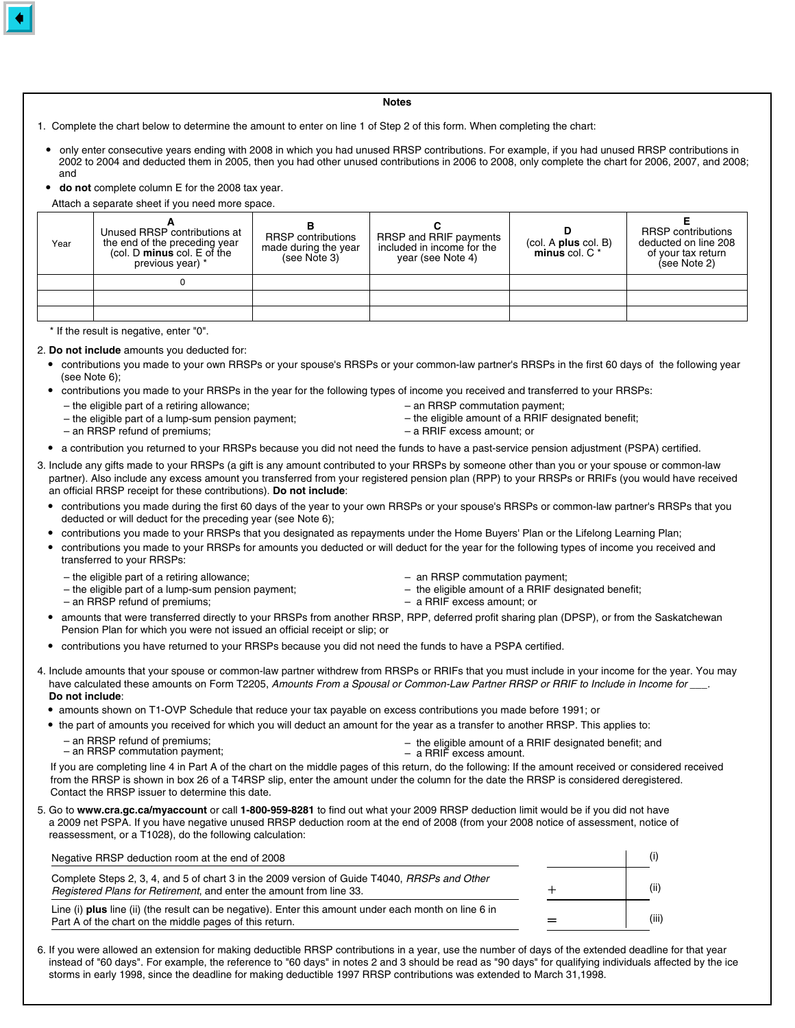## Notes

1. Complete the chart below to determine the amount to enter on line 1 of Step 2 of this form. When completing the chart:

   - only enter consecutive years ending with 2008 in which you had unused RRSP contributions. For example, if you had unused RRSP contributions in 2002 to 2004 and deducted them in 2005, then you had other unused contributions in 2006 to 2008, only complete the chart for 2006, 2007, and 2008; and
   - **do not** complete column E for the 2008 tax year.

   Attach a separate sheet if you need more space.

| Year | **A** Unused RRSP contributions at the end of the preceding year (col. D **minus** col. E of the previous year) * | **B** RRSP contributions made during the year (see Note 3) | **C** RRSP and RRIF payments included in income for the year (see Note 4) | **D** (col. A **plus** col. B) **minus** col. C * | **E** RRSP contributions deducted on line 208 of your tax return (see Note 2) |
|---|---|---|---|---|---|
| | 0 | | | | |
| | | | | | |
| | | | | | |

\* If the result is negative, enter "0".

2. **Do not include** amounts you deducted for:
   - contributions you made to your own RRSPs or your spouse's RRSPs or your common-law partner's RRSPs in the first 60 days of the following year (see Note 6);
   - contributions you made to your RRSPs in the year for the following types of income you received and transferred to your RRSPs:
     - the eligible part of a retiring allowance;
     - the eligible part of a lump-sum pension payment;
     - an RRSP refund of premiums;
     - an RRSP commutation payment;
     - the eligible amount of a RRIF designated benefit;
     - a RRIF excess amount; or
   - a contribution you returned to your RRSPs because you did not need the funds to have a past-service pension adjustment (PSPA) certified.

3. Include any gifts made to your RRSPs (a gift is any amount contributed to your RRSPs by someone other than you or your spouse or common-law partner). Also include any excess amount you transferred from your registered pension plan (RPP) to your RRSPs or RRIFs (you would have received an official RRSP receipt for these contributions). **Do not include**:
   - contributions you made during the first 60 days of the year to your own RRSPs or your spouse's RRSPs or common-law partner's RRSPs that you deducted or will deduct for the preceding year (see Note 6);
   - contributions you made to your RRSPs that you designated as repayments under the Home Buyers' Plan or the Lifelong Learning Plan;
   - contributions you made to your RRSPs for amounts you deducted or will deduct for the year for the following types of income you received and transferred to your RRSPs:
     - the eligible part of a retiring allowance;
     - the eligible part of a lump-sum pension payment;
     - an RRSP refund of premiums;
     - an RRSP commutation payment;
     - the eligible amount of a RRIF designated benefit;
     - a RRIF excess amount; or
   - amounts that were transferred directly to your RRSPs from another RRSP, RPP, deferred profit sharing plan (DPSP), or from the Saskatchewan Pension Plan for which you were not issued an official receipt or slip; or
   - contributions you have returned to your RRSPs because you did not need the funds to have a PSPA certified.

4. Include amounts that your spouse or common-law partner withdrew from RRSPs or RRIFs that you must include in your income for the year. You may have calculated these amounts on Form T2205, *Amounts From a Spousal or Common-Law Partner RRSP or RRIF to Include in Income for ___*.
   **Do not include**:
   - amounts shown on T1-OVP Schedule that reduce your tax payable on excess contributions you made before 1991; or
   - the part of amounts you received for which you will deduct an amount for the year as a transfer to another RRSP. This applies to:
     - an RRSP refund of premiums;
     - an RRSP commutation payment;
     - the eligible amount of a RRIF designated benefit; and
     - a RRIF excess amount.

   If you are completing line 4 in Part A of the chart on the middle pages of this return, do the following: If the amount received or considered received from the RRSP is shown in box 26 of a T4RSP slip, enter the amount under the column for the date the RRSP is considered deregistered. Contact the RRSP issuer to determine this date.

5. Go to **www.cra.gc.ca/myaccount** or call **1-800-959-8281** to find out what your 2009 RRSP deduction limit would be if you did not have a 2009 net PSPA. If you have negative unused RRSP deduction room at the end of 2008 (from your 2008 notice of assessment, notice of reassessment, or a T1028), do the following calculation:

| | | | |
|---|---|---|---|
| Negative RRSP deduction room at the end of 2008 | | | (i) |
| Complete Steps 2, 3, 4, and 5 of chart 3 in the 2009 version of Guide T4040, *RRSPs and Other Registered Plans for Retirement*, and enter the amount from line 33. | + | | (ii) |
| Line (i) **plus** line (ii) (the result can be negative). Enter this amount under each month on line 6 in Part A of the chart on the middle pages of this return. | = | | (iii) |

6. If you were allowed an extension for making deductible RRSP contributions in a year, use the number of days of the extended deadline for that year instead of "60 days". For example, the reference to "60 days" in notes 2 and 3 should be read as "90 days" for qualifying individuals affected by the ice storms in early 1998, since the deadline for making deductible 1997 RRSP contributions was extended to March 31,1998.